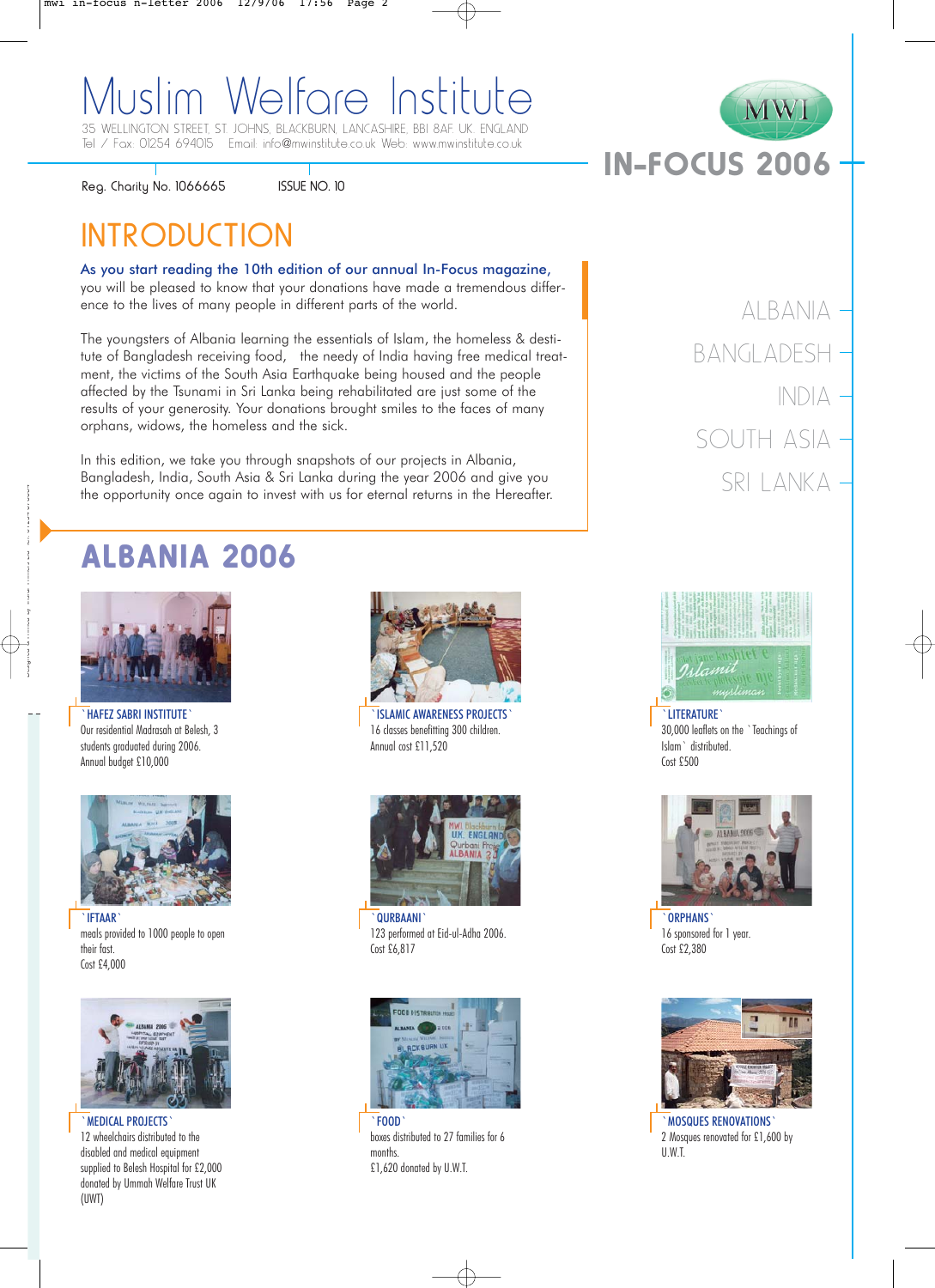# Muslim Welfare Institute

35 WELLINGTON STREET, ST. JOHNS, BLACKBURN, LANCASHIRE, BB1 8AF. UK. ENGLAND
Tel / Fax: 01254 694015 Email: info@mwinstitute.co.uk Web: www.mwinstitute.co.uk

MWI

**IN-FOCUS 2006**

Reg. Charity No. 1066665 ISSUE NO. 10

## INTRODUCTION

As you start reading the 10th edition of our annual In-Focus magazine, you will be pleased to know that your donations have made a tremendous difference to the lives of many people in different parts of the world.

The youngsters of Albania learning the essentials of Islam, the homeless & destitute of Bangladesh receiving food, the needy of India having free medical treatment, the victims of the South Asia Earthquake being housed and the people affected by the Tsunami in Sri Lanka being rehabilitated are just some of the results of your generosity. Your donations brought smiles to the faces of many orphans, widows, the homeless and the sick.

In this edition, we take you through snapshots of our projects in Albania, Bangladesh, India, South Asia & Sri Lanka during the year 2006 and give you the opportunity once again to invest with us for eternal returns in the Hereafter.

ALBANIA
BANGLADESH
INDIA
SOUTH ASIA
SRI LANKA

## ALBANIA 2006

**`HAFEZ SABRI INSTITUTE`**
Our residential Madrasah at Belesh, 3 students graduated during 2006.
Annual budget £10,000

**`ISLAMIC AWARENESS PROJECTS`**
16 classes benefitting 300 children.
Annual cost £11,520

**`LITERATURE`**
30,000 leaflets on the `Teachings of Islam` distributed.
Cost £500

**`IFTAAR`**
meals provided to 1000 people to open their fast.
Cost £4,000

**`QURBAANI`**
123 performed at Eid-ul-Adha 2006.
Cost £6,817

**`ORPHANS`**
16 sponsored for 1 year.
Cost £2,380

**`MEDICAL PROJECTS`**
12 wheelchairs distributed to the disabled and medical equipment supplied to Belesh Hospital for £2,000 donated by Ummah Welfare Trust UK (UWT)

**`FOOD`**
boxes distributed to 27 families for 6 months.
£1,620 donated by U.W.T.

**`MOSQUES RENOVATIONS`**
2 Mosques renovated for £1,600 by U.W.T.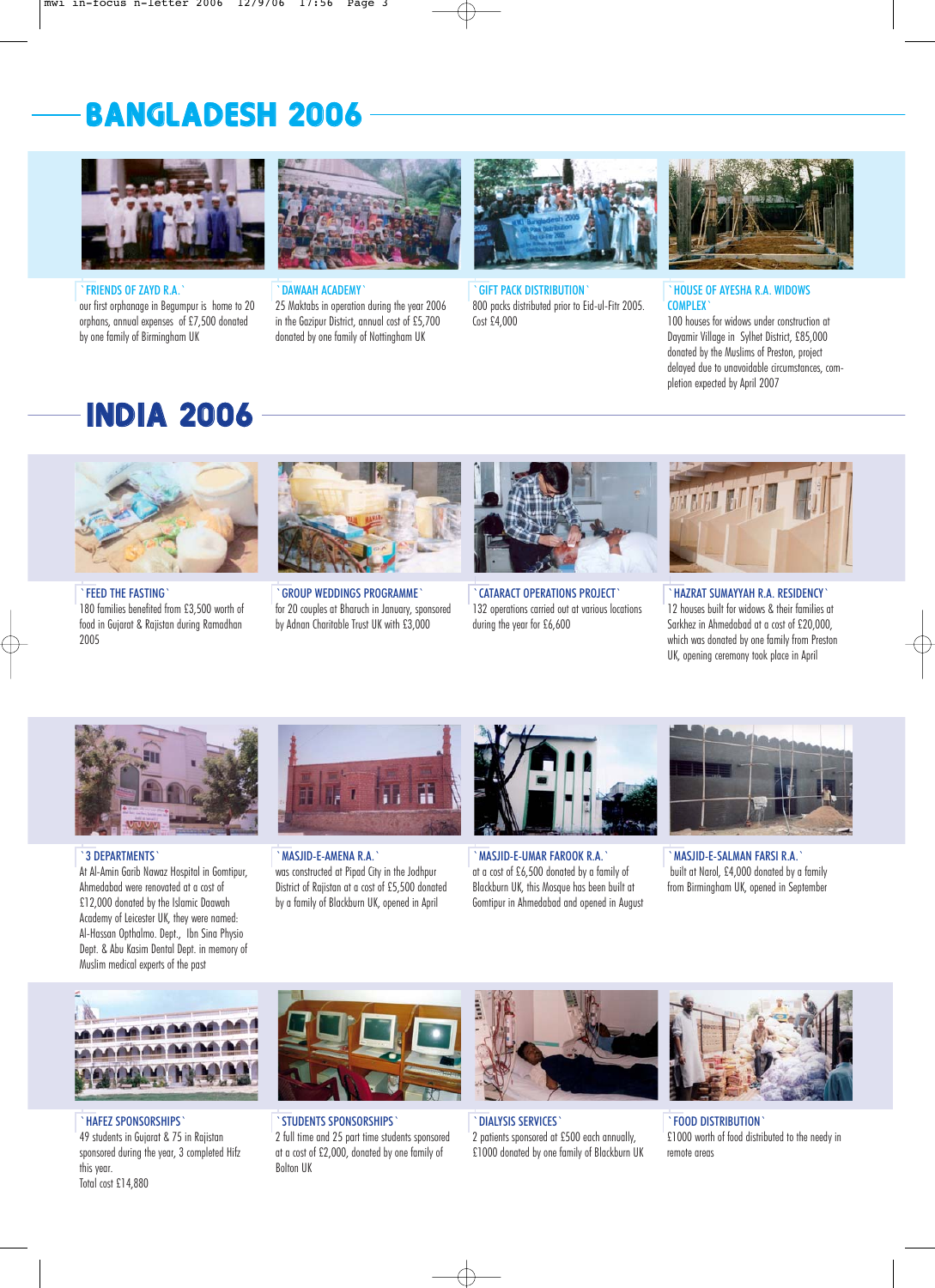# BANGLADESH 2006

### FRIENDS OF ZAYD R.A.

our first orphanage in Begumpur is home to 20 orphans, annual expenses of £7,500 donated by one family of Birmingham UK

### DAWAAH ACADEMY

25 Maktabs in operation during the year 2006 in the Gazipur District, annual cost of £5,700 donated by one family of Nottingham UK

### GIFT PACK DISTRIBUTION

800 packs distributed prior to Eid-ul-Fitr 2005. Cost £4,000

### HOUSE OF AYESHA R.A. WIDOWS COMPLEX

100 houses for widows under construction at Dayamir Village in Sylhet District, £85,000 donated by the Muslims of Preston, project delayed due to unavoidable circumstances, completion expected by April 2007

# INDIA 2006

### FEED THE FASTING

180 families benefited from £3,500 worth of food in Gujarat & Rajistan during Ramadhan 2005

### GROUP WEDDINGS PROGRAMME

for 20 couples at Bharuch in January, sponsored by Adnan Charitable Trust UK with £3,000

### CATARACT OPERATIONS PROJECT

132 operations carried out at various locations during the year for £6,600

### HAZRAT SUMAYYAH R.A. RESIDENCY

12 houses built for widows & their families at Sarkhez in Ahmedabad at a cost of £20,000, which was donated by one family from Preston UK, opening ceremony took place in April

### 3 DEPARTMENTS

At Al-Amin Garib Nawaz Hospital in Gomtipur, Ahmedabad were renovated at a cost of £12,000 donated by the Islamic Daawah Academy of Leicester UK, they were named: Al-Hassan Opthalmo. Dept., Ibn Sina Physio Dept. & Abu Kasim Dental Dept. in memory of Muslim medical experts of the past

### MASJID-E-AMENA R.A.

was constructed at Pipad City in the Jodhpur District of Rajistan at a cost of £5,500 donated by a family of Blackburn UK, opened in April

### MASJID-E-UMAR FAROOK R.A.

at a cost of £6,500 donated by a family of Blackburn UK, this Mosque has been built at Gomtipur in Ahmedabad and opened in August

### MASJID-E-SALMAN FARSI R.A.

built at Narol, £4,000 donated by a family from Birmingham UK, opened in September

### HAFEZ SPONSORSHIPS

49 students in Gujarat & 75 in Rajistan sponsored during the year, 3 completed Hifz this year.
Total cost £14,880

### STUDENTS SPONSORSHIPS

2 full time and 25 part time students sponsored at a cost of £2,000, donated by one family of Bolton UK

### DIALYSIS SERVICES

2 patients sponsored at £500 each annually, £1000 donated by one family of Blackburn UK

### FOOD DISTRIBUTION

£1000 worth of food distributed to the needy in remote areas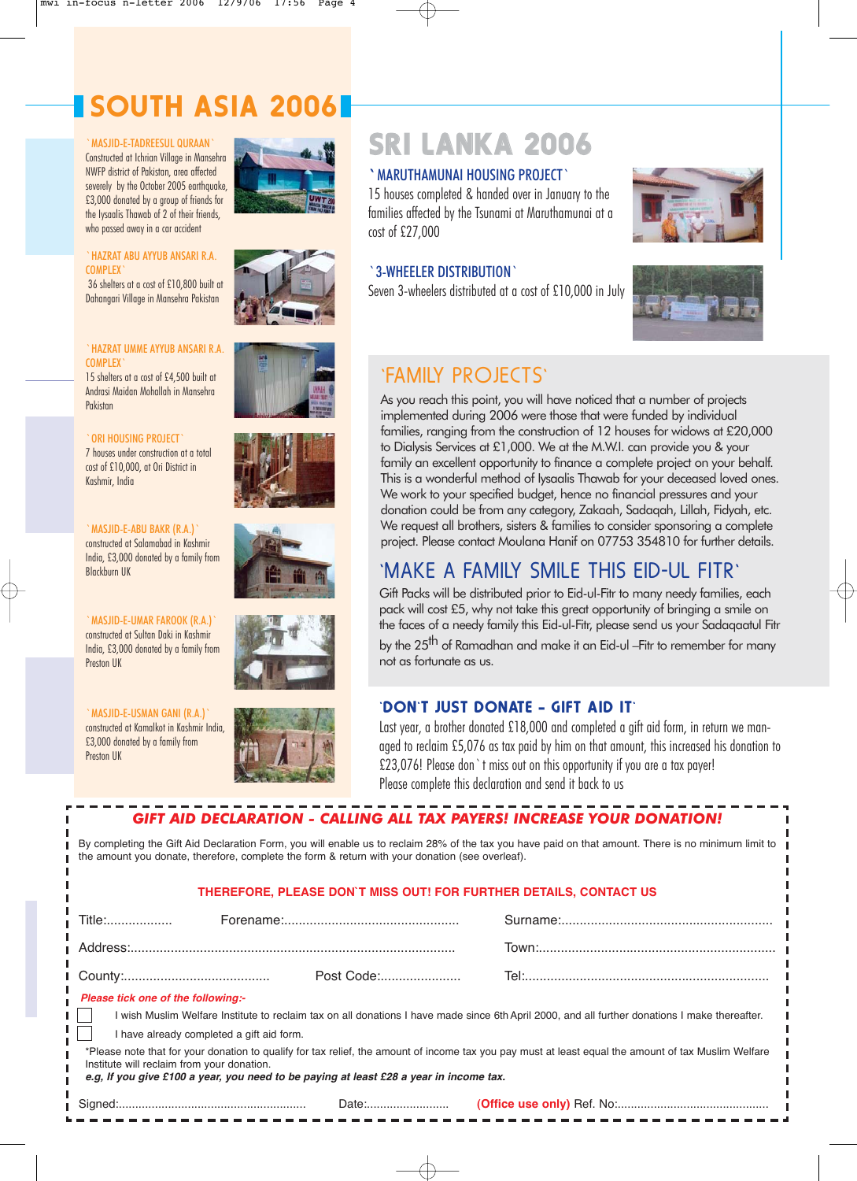# SOUTH ASIA 2006

**`MASJID-E-TADREESUL QURAAN`**
Constructed at Ichrian Village in Mansehra NWFP district of Pakistan, area affected severely by the October 2005 earthquake, £3,000 donated by a group of friends for the Iysaalis Thawab of 2 of their friends, who passed away in a car accident

**`HAZRAT ABU AYYUB ANSARI R.A. COMPLEX`**
36 shelters at a cost of £10,800 built at Dahangari Village in Mansehra Pakistan

**`HAZRAT UMME AYYUB ANSARI R.A. COMPLEX`**
15 shelters at a cost of £4,500 built at Andrasi Maidan Mohallah in Mansehra Pakistan

**`ORI HOUSING PROJECT`**
7 houses under construction at a total cost of £10,000, at Ori District in Kashmir, India

**`MASJID-E-ABU BAKR (R.A.)`**
constructed at Salamabad in Kashmir India, £3,000 donated by a family from Blackburn UK

**`MASJID-E-UMAR FAROOK (R.A.)`**
constructed at Sultan Daki in Kashmir India, £3,000 donated by a family from Preston UK

**`MASJID-E-USMAN GANI (R.A.)`**
constructed at Kamalkot in Kashmir India, £3,000 donated by a family from Preston UK

# SRI LANKA 2006

**`MARUTHAMUNAI HOUSING PROJECT`**
15 houses completed & handed over in January to the families affected by the Tsunami at Maruthamunai at a cost of £27,000

**`3-WHEELER DISTRIBUTION`**
Seven 3-wheelers distributed at a cost of £10,000 in July

## `FAMILY PROJECTS`

As you reach this point, you will have noticed that a number of projects implemented during 2006 were those that were funded by individual families, ranging from the construction of 12 houses for widows at £20,000 to Dialysis Services at £1,000. We at the M.W.I. can provide you & your family an excellent opportunity to finance a complete project on your behalf. This is a wonderful method of Iysaalis Thawab for your deceased loved ones. We work to your specified budget, hence no financial pressures and your donation could be from any category, Zakaah, Sadaqah, Lillah, Fidyah, etc. We request all brothers, sisters & families to consider sponsoring a complete project. Please contact Moulana Hanif on 07753 354810 for further details.

## `MAKE A FAMILY SMILE THIS EID-UL FITR`

Gift Packs will be distributed prior to Eid-ul-Fitr to many needy families, each pack will cost £5, why not take this great opportunity of bringing a smile on the faces of a needy family this Eid-ul-Fitr, please send us your Sadaqaatul Fitr by the 25th of Ramadhan and make it an Eid-ul –Fitr to remember for many not as fortunate as us.

## `DON`T JUST DONATE - GIFT AID IT`

Last year, a brother donated £18,000 and completed a gift aid form, in return we managed to reclaim £5,076 as tax paid by him on that amount, this increased his donation to £23,076! Please don`t miss out on this opportunity if you are a tax payer! Please complete this declaration and send it back to us

## *GIFT AID DECLARATION - CALLING ALL TAX PAYERS! INCREASE YOUR DONATION!*

By completing the Gift Aid Declaration Form, you will enable us to reclaim 28% of the tax you have paid on that amount. There is no minimum limit to the amount you donate, therefore, complete the form & return with your donation (see overleaf).

**THEREFORE, PLEASE DON`T MISS OUT! FOR FURTHER DETAILS, CONTACT US**

Title:.................. Forename:................................................ Surname:.........................................................

Address:........................................................................................ Town:.................................................................

County:........................................ Post Code:...................... Tel:..................................................................

*Please tick one of the following:-*

- ☐ I wish Muslim Welfare Institute to reclaim tax on all donations I have made since 6th April 2000, and all further donations I make thereafter.
- ☐ I have already completed a gift aid form.

*Please note that for your donation to qualify for tax relief, the amount of income tax you pay must at least equal the amount of tax Muslim Welfare Institute will reclaim from your donation.
***e.g, If you give £100 a year, you need to be paying at least £28 a year in income tax.***

Signed:........................................................ Date:......................... **(Office use only)** Ref. No:.............................................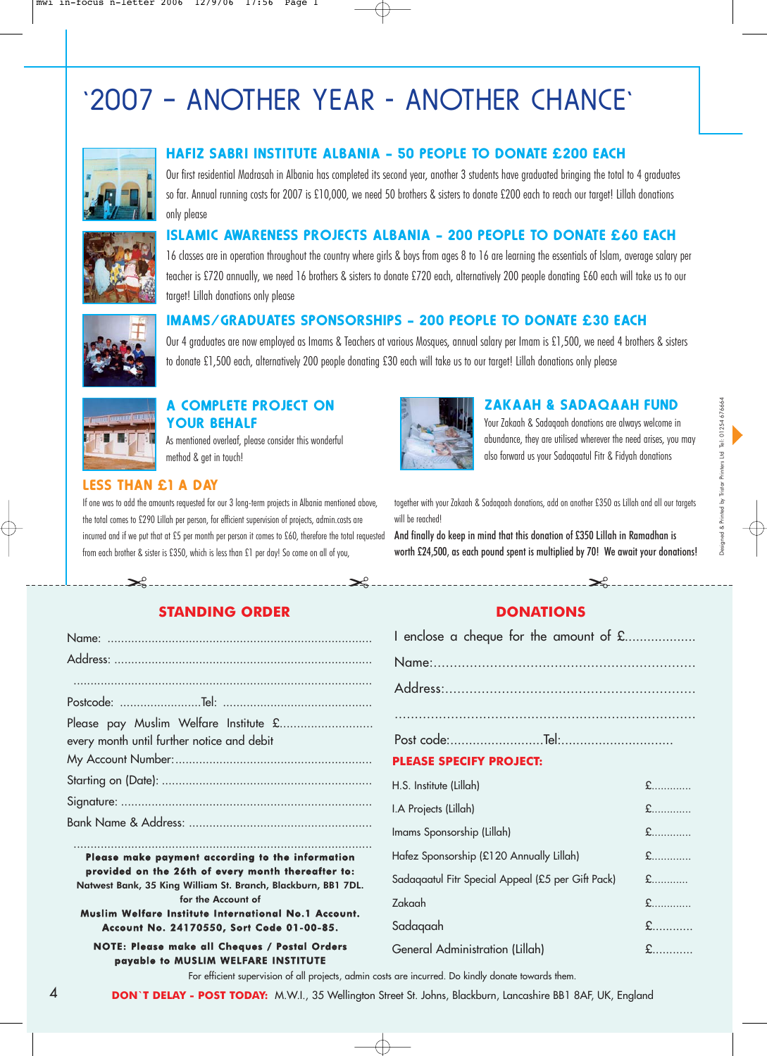# '2007 - ANOTHER YEAR - ANOTHER CHANCE'

## HAFIZ SABRI INSTITUTE ALBANIA – 50 PEOPLE TO DONATE £200 EACH

Our first residential Madrasah in Albania has completed its second year, another 3 students have graduated bringing the total to 4 graduates so far. Annual running costs for 2007 is £10,000, we need 50 brothers & sisters to donate £200 each to reach our target! Lillah donations only please

## ISLAMIC AWARENESS PROJECTS ALBANIA – 200 PEOPLE TO DONATE £60 EACH

16 classes are in operation throughout the country where girls & boys from ages 8 to 16 are learning the essentials of Islam, average salary per teacher is £720 annually, we need 16 brothers & sisters to donate £720 each, alternatively 200 people donating £60 each will take us to our target! Lillah donations only please

## IMAMS/GRADUATES SPONSORSHIPS – 200 PEOPLE TO DONATE £30 EACH

Our 4 graduates are now employed as Imams & Teachers at various Mosques, annual salary per Imam is £1,500, we need 4 brothers & sisters to donate £1,500 each, alternatively 200 people donating £30 each will take us to our target! Lillah donations only please

## A COMPLETE PROJECT ON YOUR BEHALF

As mentioned overleaf, please consider this wonderful method & get in touch!

## ZAKAAH & SADAQAAH FUND

Your Zakaah & Sadaqaah donations are always welcome in abundance, they are utilised wherever the need arises, you may also forward us your Sadaqaatul Fitr & Fidyah donations

## LESS THAN £1 A DAY

If one was to add the amounts requested for our 3 long-term projects in Albania mentioned above, the total comes to £290 Lillah per person, for efficient supervision of projects, admin.costs are incurred and if we put that at £5 per month per person it comes to £60, therefore the total requested from each brother & sister is £350, which is less than £1 per day! So come on all of you, together with your Zakaah & Sadaqaah donations, add on another £350 as Lillah and all our targets will be reached!

**And finally do keep in mind that this donation of £350 Lillah in Ramadhan is worth £24,500, as each pound spent is multiplied by 70! We await your donations!**

Designed & Printed by Tristar Printers Ltd Tel: 01254 676664

---

## STANDING ORDER

Name: ..........................................................................

Address: ......................................................................

......................................................................................

Postcode: ........................Tel: ...........................................

Please pay Muslim Welfare Institute £.......................... every month until further notice and debit

My Account Number:.........................................................

Starting on (Date): .............................................................

Signature: ........................................................................

Bank Name & Address: .....................................................

......................................................................................

**Please make payment according to the information provided on the 26th of every month thereafter to: Natwest Bank, 35 King William St. Branch, Blackburn, BB1 7DL. for the Account of Muslim Welfare Institute International No.1 Account. Account No. 24170550, Sort Code 01-00-85.**

**NOTE: Please make all Cheques / Postal Orders payable to MUSLIM WELFARE INSTITUTE**

## DONATIONS

I enclose a cheque for the amount of £..................

Name:................................................................

Address:.............................................................

.........................................................................

Post code:.........................Tel:.............................

**PLEASE SPECIFY PROJECT:**

| | |
|---|---|
| H.S. Institute (Lillah) | £............ |
| I.A Projects (Lillah) | £............ |
| Imams Sponsorship (Lillah) | £............ |
| Hafez Sponsorship (£120 Annually Lillah) | £............ |
| Sadaqaatul Fitr Special Appeal (£5 per Gift Pack) | £........... |
| Zakaah | £............ |
| Sadaqaah | £........... |
| General Administration (Lillah) | £........... |

For efficient supervision of all projects, admin costs are incurred. Do kindly donate towards them.

**DON'T DELAY - POST TODAY:** M.W.I., 35 Wellington Street St. Johns, Blackburn, Lancashire BB1 8AF, UK, England